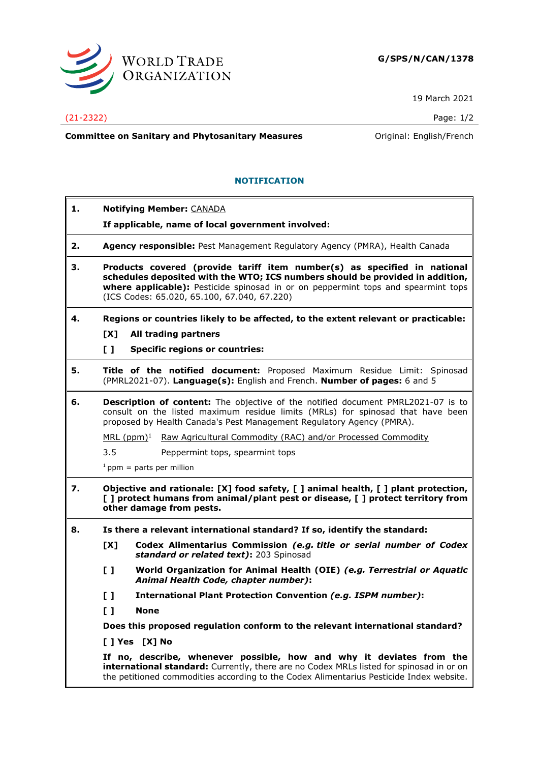**G/SPS/N/CAN/1378**

19 March 2021

(21-2322)

**Committee on Sanitary and Phytosanitary Measures** Original: English/French

## NOTIFICATION

**1. Notifying Member:** CANADA

**If applicable, name of local government involved:**

**2. Agency responsible:** Pest Management Regulatory Agency (PMRA), Health Canada

**3. Products covered (provide tariff item number(s) as specified in national schedules deposited with the WTO; ICS numbers should be provided in addition, where applicable):** Pesticide spinosad in or on peppermint tops and spearmint tops (ICS Codes: 65.020, 65.100, 67.040, 67.220)

**4. Regions or countries likely to be affected, to the extent relevant or practicable:**

**[X] All trading partners**

**[ ] Specific regions or countries:**

**5. Title of the notified document:** Proposed Maximum Residue Limit: Spinosad (PMRL2021-07). **Language(s):** English and French. **Number of pages:** 6 and 5

**6. Description of content:** The objective of the notified document PMRL2021-07 is to consult on the listed maximum residue limits (MRLs) for spinosad that have been proposed by Health Canada's Pest Management Regulatory Agency (PMRA).

| MRL (ppm)[1] | Raw Agricultural Commodity (RAC) and/or Processed Commodity |
|---|---|
| 3.5 | Peppermint tops, spearmint tops |

[1] ppm = parts per million

**7. Objective and rationale: [X] food safety, [ ] animal health, [ ] plant protection, [ ] protect humans from animal/plant pest or disease, [ ] protect territory from other damage from pests.**

**8. Is there a relevant international standard? If so, identify the standard:**

**[X] Codex Alimentarius Commission *(e.g. title or serial number of Codex standard or related text)*:** 203 Spinosad

**[ ] World Organization for Animal Health (OIE) *(e.g. Terrestrial or Aquatic Animal Health Code, chapter number)*:**

**[ ] International Plant Protection Convention *(e.g. ISPM number)*:**

**[ ] None**

**Does this proposed regulation conform to the relevant international standard?**

**[ ] Yes [X] No**

**If no, describe, whenever possible, how and why it deviates from the international standard:** Currently, there are no Codex MRLs listed for spinosad in or on the petitioned commodities according to the Codex Alimentarius Pesticide Index website.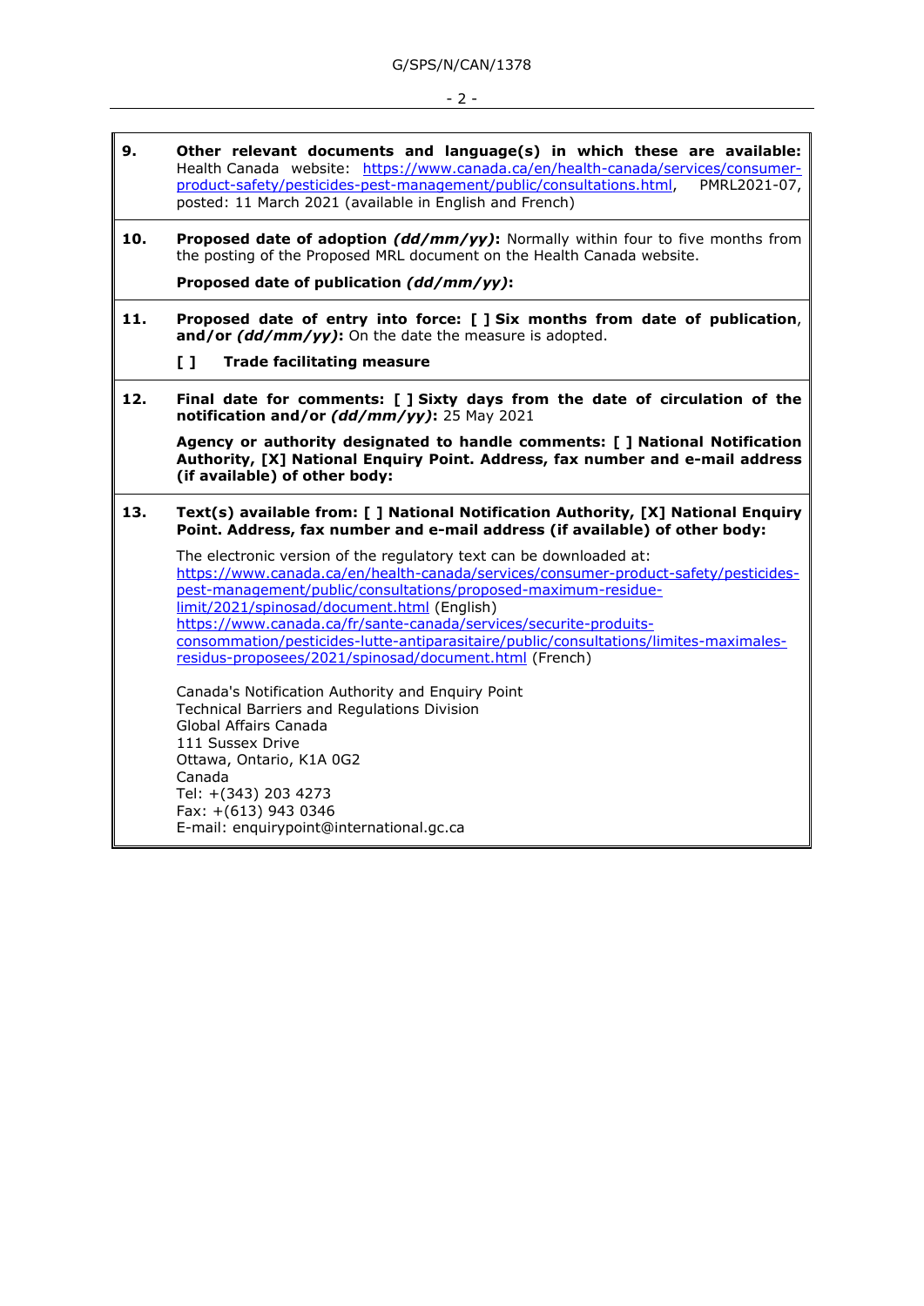**9. Other relevant documents and language(s) in which these are available:** Health Canada website: https://www.canada.ca/en/health-canada/services/consumer-product-safety/pesticides-pest-management/public/consultations.html, PMRL2021-07, posted: 11 March 2021 (available in English and French)

**10. Proposed date of adoption *(dd/mm/yy)*:** Normally within four to five months from the posting of the Proposed MRL document on the Health Canada website.

**Proposed date of publication *(dd/mm/yy)*:**

**11. Proposed date of entry into force: [ ] Six months from date of publication, and/or *(dd/mm/yy)*:** On the date the measure is adopted.

**[ ] Trade facilitating measure**

**12. Final date for comments: [ ] Sixty days from the date of circulation of the notification and/or *(dd/mm/yy)*:** 25 May 2021

**Agency or authority designated to handle comments: [ ] National Notification Authority, [X] National Enquiry Point. Address, fax number and e-mail address (if available) of other body:**

**13. Text(s) available from: [ ] National Notification Authority, [X] National Enquiry Point. Address, fax number and e-mail address (if available) of other body:**

The electronic version of the regulatory text can be downloaded at:
https://www.canada.ca/en/health-canada/services/consumer-product-safety/pesticides-pest-management/public/consultations/proposed-maximum-residue-limit/2021/spinosad/document.html (English)
https://www.canada.ca/fr/sante-canada/services/securite-produits-consommation/pesticides-lutte-antiparasitaire/public/consultations/limites-maximales-residus-proposees/2021/spinosad/document.html (French)

Canada's Notification Authority and Enquiry Point
Technical Barriers and Regulations Division
Global Affairs Canada
111 Sussex Drive
Ottawa, Ontario, K1A 0G2
Canada
Tel: +(343) 203 4273
Fax: +(613) 943 0346
E-mail: enquirypoint@international.gc.ca